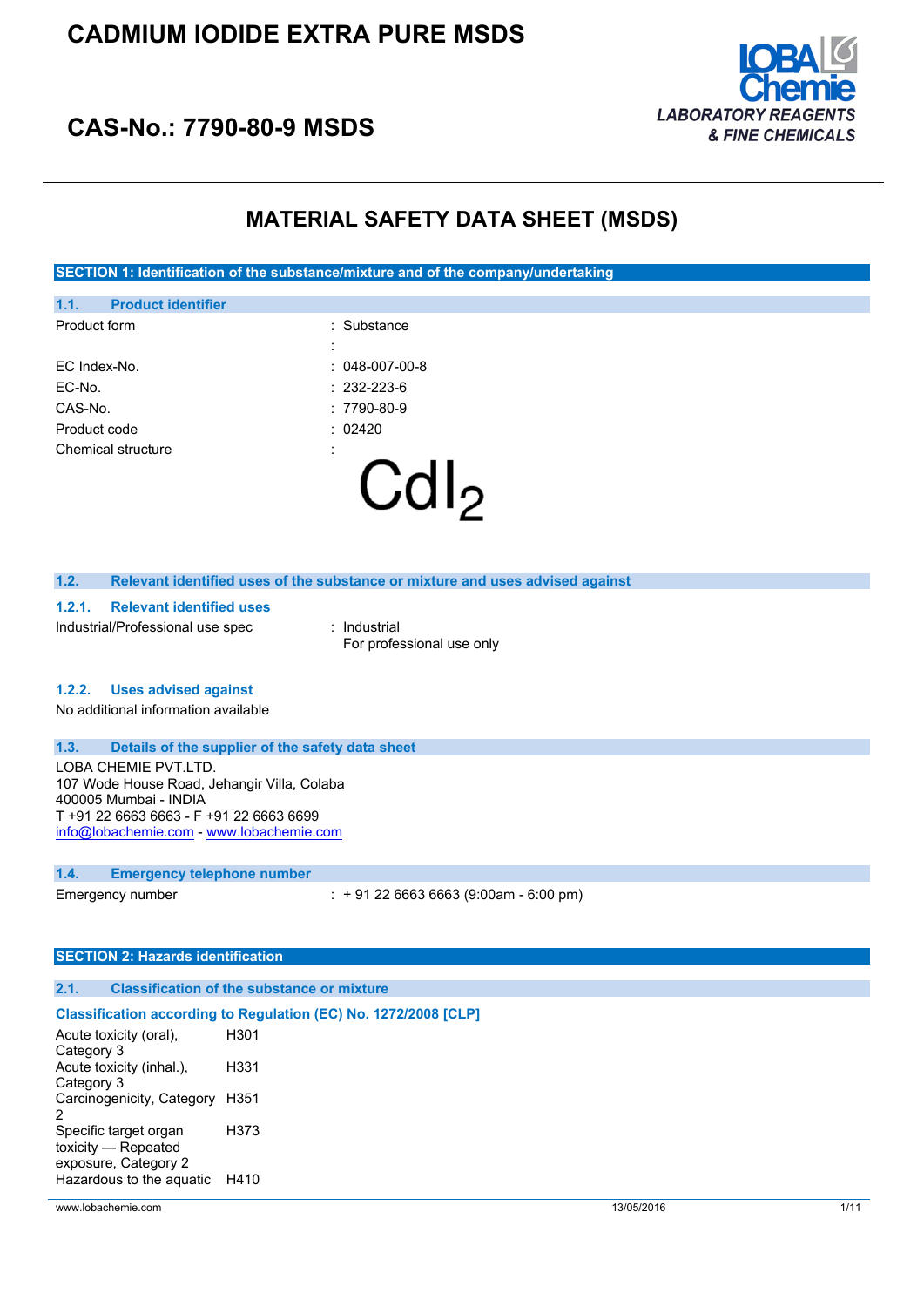# CADMIUM IODIDE EXTRA PURE MSDS

## CAS-No.: 7790-80-9 MSDS

LOBA Chemie
LABORATORY REAGENTS & FINE CHEMICALS

# MATERIAL SAFETY DATA SHEET (MSDS)

## SECTION 1: Identification of the substance/mixture and of the company/undertaking

### 1.1. Product identifier

| | |
|---|---|
| Product form | : Substance |
| | : |
| EC Index-No. | : 048-007-00-8 |
| EC-No. | : 232-223-6 |
| CAS-No. | : 7790-80-9 |
| Product code | : 02420 |
| Chemical structure | : |

$$CdI_2$$

### 1.2. Relevant identified uses of the substance or mixture and uses advised against

#### 1.2.1. Relevant identified uses

Industrial/Professional use spec : Industrial
For professional use only

#### 1.2.2. Uses advised against

No additional information available

### 1.3. Details of the supplier of the safety data sheet

LOBA CHEMIE PVT.LTD.
107 Wode House Road, Jehangir Villa, Colaba
400005 Mumbai - INDIA
T +91 22 6663 6663 - F +91 22 6663 6699
info@lobachemie.com - www.lobachemie.com

### 1.4. Emergency telephone number

Emergency number : + 91 22 6663 6663 (9:00am - 6:00 pm)

## SECTION 2: Hazards identification

### 2.1. Classification of the substance or mixture

**Classification according to Regulation (EC) No. 1272/2008 [CLP]**

| | |
|---|---|
| Acute toxicity (oral), Category 3 | H301 |
| Acute toxicity (inhal.), Category 3 | H331 |
| Carcinogenicity, Category 2 | H351 |
| Specific target organ toxicity — Repeated exposure, Category 2 | H373 |
| Hazardous to the aquatic | H410 |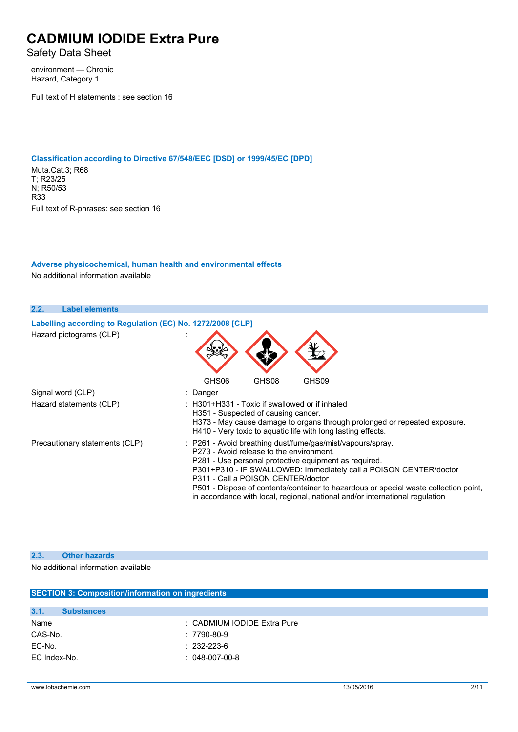environment — Chronic Hazard, Category 1

Full text of H statements : see section 16

### Classification according to Directive 67/548/EEC [DSD] or 1999/45/EC [DPD]

Muta.Cat.3; R68
T; R23/25
N; R50/53
R33

Full text of R-phrases: see section 16

### Adverse physicochemical, human health and environmental effects

No additional information available

## 2.2. Label elements

### Labelling according to Regulation (EC) No. 1272/2008 [CLP]

| | |
|---|---|
| Hazard pictograms (CLP) | : GHS06 GHS08 GHS09 |
| Signal word (CLP) | : Danger |
| Hazard statements (CLP) | : H301+H331 - Toxic if swallowed or if inhaled<br>H351 - Suspected of causing cancer.<br>H373 - May cause damage to organs through prolonged or repeated exposure.<br>H410 - Very toxic to aquatic life with long lasting effects. |
| Precautionary statements (CLP) | : P261 - Avoid breathing dust/fume/gas/mist/vapours/spray.<br>P273 - Avoid release to the environment.<br>P281 - Use personal protective equipment as required.<br>P301+P310 - IF SWALLOWED: Immediately call a POISON CENTER/doctor<br>P311 - Call a POISON CENTER/doctor<br>P501 - Dispose of contents/container to hazardous or special waste collection point, in accordance with local, regional, national and/or international regulation |

## 2.3. Other hazards

No additional information available

# SECTION 3: Composition/information on ingredients

## 3.1. Substances

| | |
|---|---|
| Name | : CADMIUM IODIDE Extra Pure |
| CAS-No. | : 7790-80-9 |
| EC-No. | : 232-223-6 |
| EC Index-No. | : 048-007-00-8 |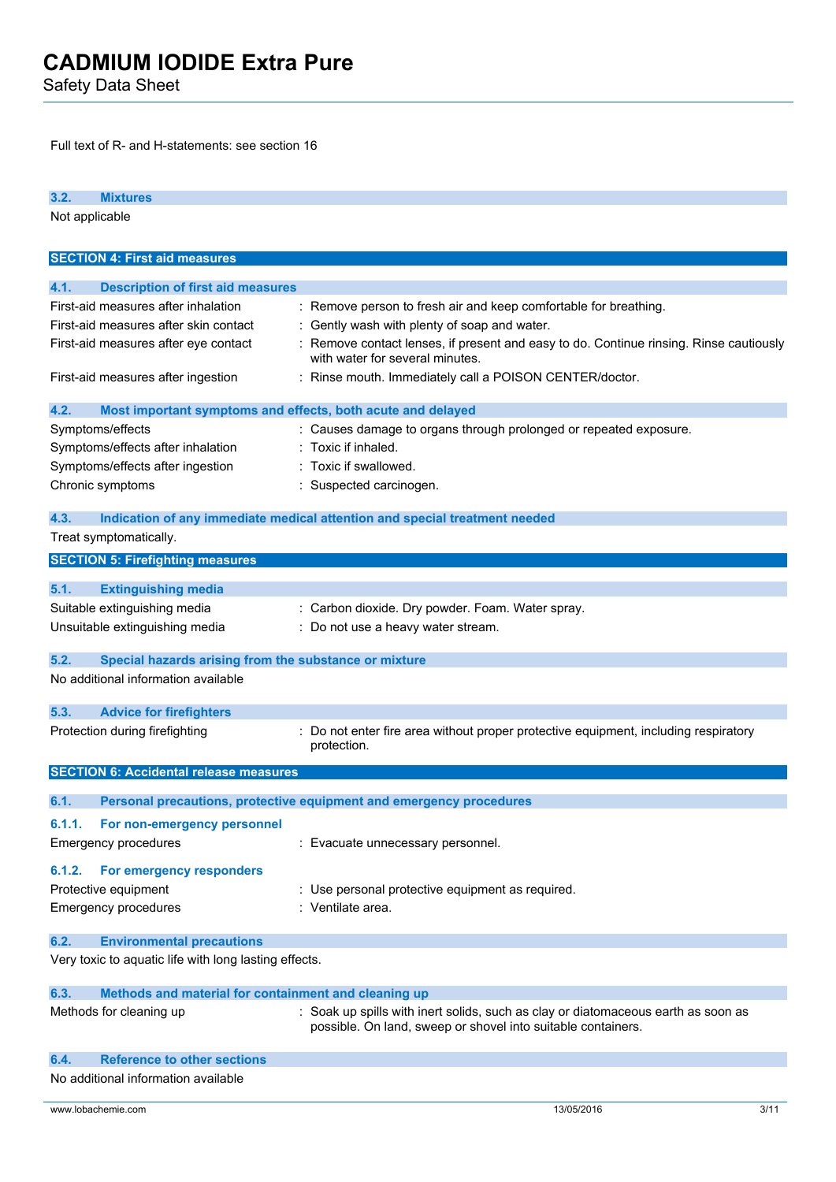Full text of R- and H-statements: see section 16

### 3.2. Mixtures

Not applicable

## SECTION 4: First aid measures

### 4.1. Description of first aid measures

| | |
|---|---|
| First-aid measures after inhalation | : Remove person to fresh air and keep comfortable for breathing. |
| First-aid measures after skin contact | : Gently wash with plenty of soap and water. |
| First-aid measures after eye contact | : Remove contact lenses, if present and easy to do. Continue rinsing. Rinse cautiously with water for several minutes. |
| First-aid measures after ingestion | : Rinse mouth. Immediately call a POISON CENTER/doctor. |

### 4.2. Most important symptoms and effects, both acute and delayed

| | |
|---|---|
| Symptoms/effects | : Causes damage to organs through prolonged or repeated exposure. |
| Symptoms/effects after inhalation | : Toxic if inhaled. |
| Symptoms/effects after ingestion | : Toxic if swallowed. |
| Chronic symptoms | : Suspected carcinogen. |

### 4.3. Indication of any immediate medical attention and special treatment needed

Treat symptomatically.

## SECTION 5: Firefighting measures

### 5.1. Extinguishing media

| | |
|---|---|
| Suitable extinguishing media | : Carbon dioxide. Dry powder. Foam. Water spray. |
| Unsuitable extinguishing media | : Do not use a heavy water stream. |

### 5.2. Special hazards arising from the substance or mixture

No additional information available

### 5.3. Advice for firefighters

| | |
|---|---|
| Protection during firefighting | : Do not enter fire area without proper protective equipment, including respiratory protection. |

## SECTION 6: Accidental release measures

### 6.1. Personal precautions, protective equipment and emergency procedures

#### 6.1.1. For non-emergency personnel

| | |
|---|---|
| Emergency procedures | : Evacuate unnecessary personnel. |

#### 6.1.2. For emergency responders

| | |
|---|---|
| Protective equipment | : Use personal protective equipment as required. |
| Emergency procedures | : Ventilate area. |

### 6.2. Environmental precautions

Very toxic to aquatic life with long lasting effects.

### 6.3. Methods and material for containment and cleaning up

| | |
|---|---|
| Methods for cleaning up | : Soak up spills with inert solids, such as clay or diatomaceous earth as soon as possible. On land, sweep or shovel into suitable containers. |

### 6.4. Reference to other sections

No additional information available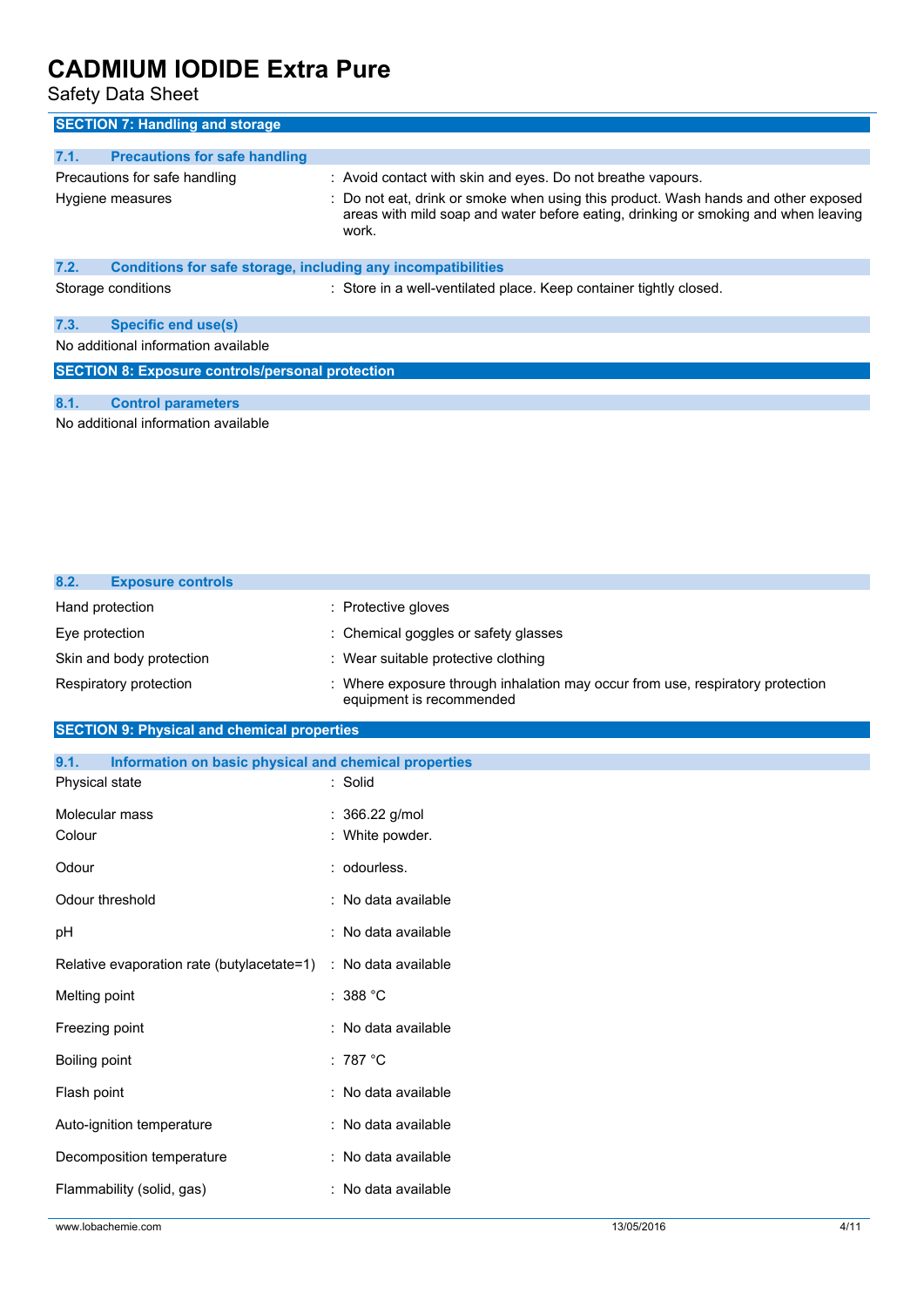## SECTION 7: Handling and storage

### 7.1. Precautions for safe handling

| | |
|---|---|
| Precautions for safe handling | : Avoid contact with skin and eyes. Do not breathe vapours. |
| Hygiene measures | : Do not eat, drink or smoke when using this product. Wash hands and other exposed areas with mild soap and water before eating, drinking or smoking and when leaving work. |

### 7.2. Conditions for safe storage, including any incompatibilities

| | |
|---|---|
| Storage conditions | : Store in a well-ventilated place. Keep container tightly closed. |

### 7.3. Specific end use(s)

No additional information available

## SECTION 8: Exposure controls/personal protection

### 8.1. Control parameters

No additional information available

### 8.2. Exposure controls

| | |
|---|---|
| Hand protection | : Protective gloves |
| Eye protection | : Chemical goggles or safety glasses |
| Skin and body protection | : Wear suitable protective clothing |
| Respiratory protection | : Where exposure through inhalation may occur from use, respiratory protection equipment is recommended |

## SECTION 9: Physical and chemical properties

### 9.1. Information on basic physical and chemical properties

| | |
|---|---|
| Physical state | : Solid |
| Molecular mass | : 366.22 g/mol |
| Colour | : White powder. |
| Odour | : odourless. |
| Odour threshold | : No data available |
| pH | : No data available |
| Relative evaporation rate (butylacetate=1) | : No data available |
| Melting point | : 388 °C |
| Freezing point | : No data available |
| Boiling point | : 787 °C |
| Flash point | : No data available |
| Auto-ignition temperature | : No data available |
| Decomposition temperature | : No data available |
| Flammability (solid, gas) | : No data available |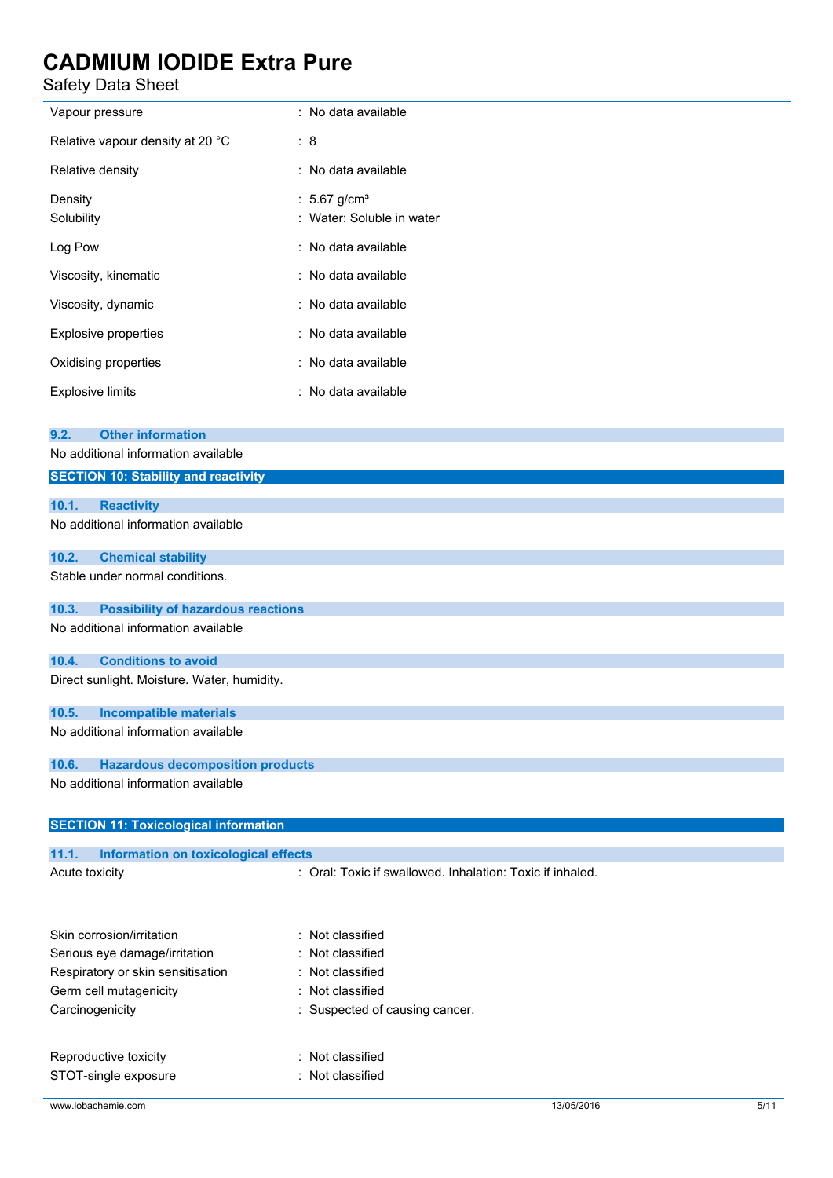| | |
|---|---|
| Vapour pressure | : No data available |
| Relative vapour density at 20 °C | : 8 |
| Relative density | : No data available |
| Density | : 5.67 g/cm³ |
| Solubility | : Water: Soluble in water |
| Log Pow | : No data available |
| Viscosity, kinematic | : No data available |
| Viscosity, dynamic | : No data available |
| Explosive properties | : No data available |
| Oxidising properties | : No data available |
| Explosive limits | : No data available |

### 9.2. Other information

No additional information available

## SECTION 10: Stability and reactivity

### 10.1. Reactivity

No additional information available

### 10.2. Chemical stability

Stable under normal conditions.

### 10.3. Possibility of hazardous reactions

No additional information available

### 10.4. Conditions to avoid

Direct sunlight. Moisture. Water, humidity.

### 10.5. Incompatible materials

No additional information available

### 10.6. Hazardous decomposition products

No additional information available

## SECTION 11: Toxicological information

### 11.1. Information on toxicological effects

| | |
|---|---|
| Acute toxicity | : Oral: Toxic if swallowed. Inhalation: Toxic if inhaled. |
| Skin corrosion/irritation | : Not classified |
| Serious eye damage/irritation | : Not classified |
| Respiratory or skin sensitisation | : Not classified |
| Germ cell mutagenicity | : Not classified |
| Carcinogenicity | : Suspected of causing cancer. |
| Reproductive toxicity | : Not classified |
| STOT-single exposure | : Not classified |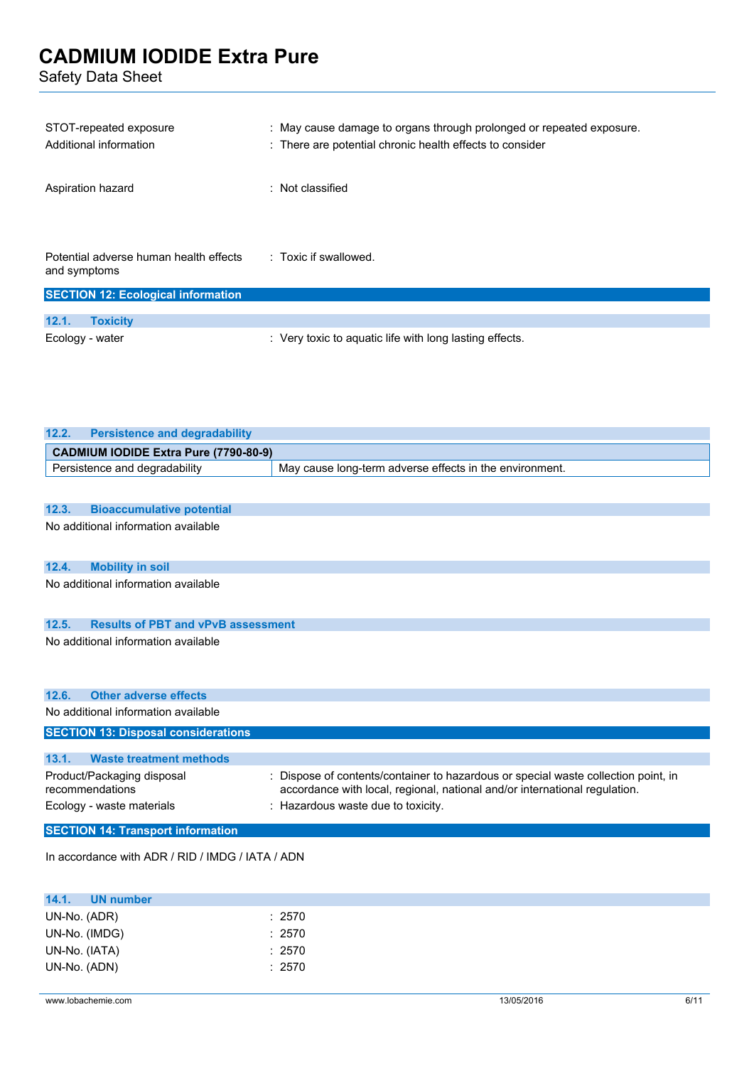STOT-repeated exposure : May cause damage to organs through prolonged or repeated exposure.

Additional information : There are potential chronic health effects to consider

Aspiration hazard : Not classified

Potential adverse human health effects and symptoms : Toxic if swallowed.

## SECTION 12: Ecological information

### 12.1. Toxicity

Ecology - water : Very toxic to aquatic life with long lasting effects.

### 12.2. Persistence and degradability

| CADMIUM IODIDE Extra Pure (7790-80-9) | |
|---|---|
| Persistence and degradability | May cause long-term adverse effects in the environment. |

### 12.3. Bioaccumulative potential

No additional information available

### 12.4. Mobility in soil

No additional information available

### 12.5. Results of PBT and vPvB assessment

No additional information available

### 12.6. Other adverse effects

No additional information available

## SECTION 13: Disposal considerations

### 13.1. Waste treatment methods

Product/Packaging disposal recommendations : Dispose of contents/container to hazardous or special waste collection point, in accordance with local, regional, national and/or international regulation.

Ecology - waste materials : Hazardous waste due to toxicity.

## SECTION 14: Transport information

In accordance with ADR / RID / IMDG / IATA / ADN

### 14.1. UN number

UN-No. (ADR) : 2570

UN-No. (IMDG) : 2570

UN-No. (IATA) : 2570

UN-No. (ADN) : 2570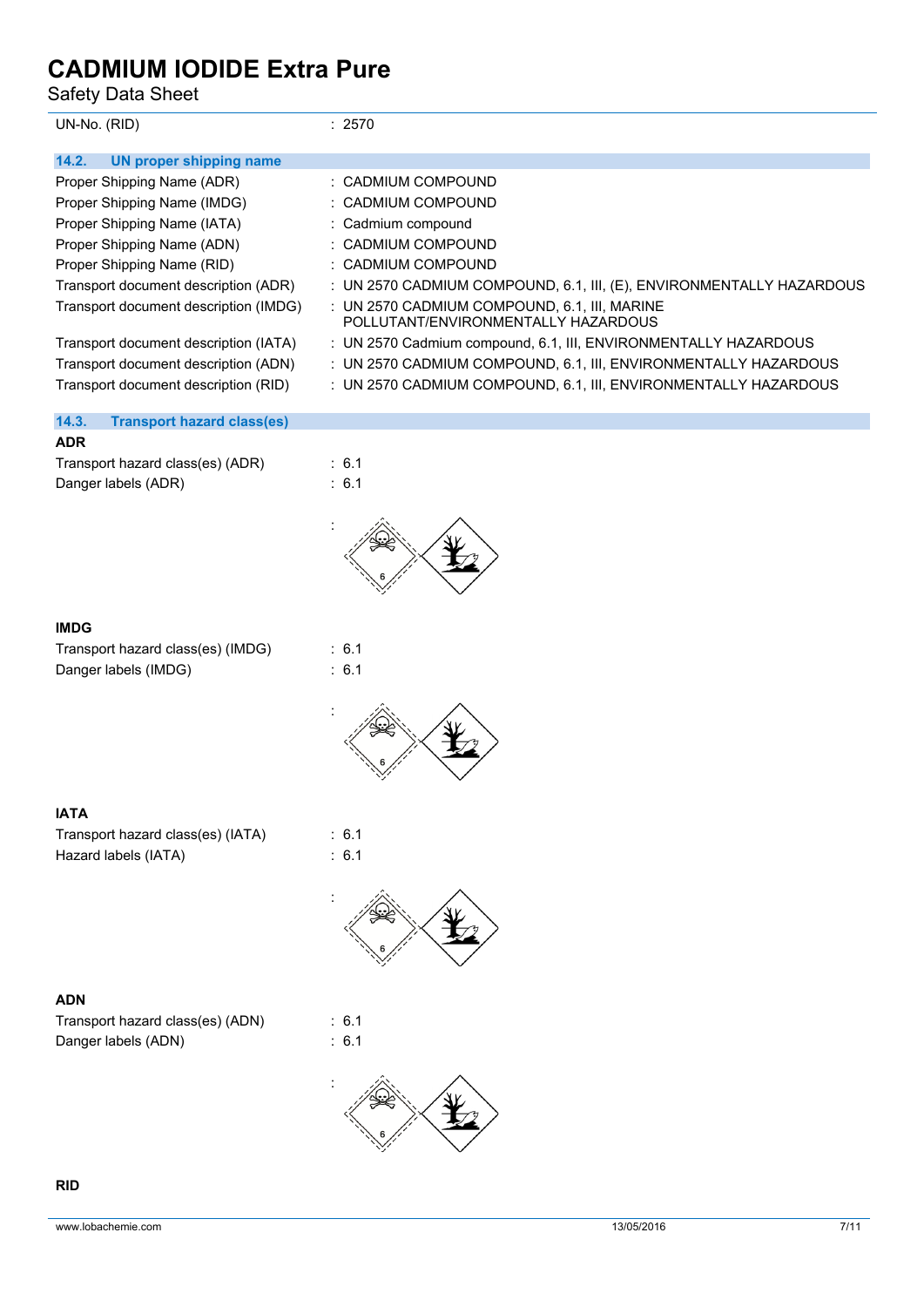| | |
|---|---|
| UN-No. (RID) | : 2570 |

## 14.2. UN proper shipping name

| | |
|---|---|
| Proper Shipping Name (ADR) | : CADMIUM COMPOUND |
| Proper Shipping Name (IMDG) | : CADMIUM COMPOUND |
| Proper Shipping Name (IATA) | : Cadmium compound |
| Proper Shipping Name (ADN) | : CADMIUM COMPOUND |
| Proper Shipping Name (RID) | : CADMIUM COMPOUND |
| Transport document description (ADR) | : UN 2570 CADMIUM COMPOUND, 6.1, III, (E), ENVIRONMENTALLY HAZARDOUS |
| Transport document description (IMDG) | : UN 2570 CADMIUM COMPOUND, 6.1, III, MARINE POLLUTANT/ENVIRONMENTALLY HAZARDOUS |
| Transport document description (IATA) | : UN 2570 Cadmium compound, 6.1, III, ENVIRONMENTALLY HAZARDOUS |
| Transport document description (ADN) | : UN 2570 CADMIUM COMPOUND, 6.1, III, ENVIRONMENTALLY HAZARDOUS |
| Transport document description (RID) | : UN 2570 CADMIUM COMPOUND, 6.1, III, ENVIRONMENTALLY HAZARDOUS |

## 14.3. Transport hazard class(es)

**ADR**

| | |
|---|---|
| Transport hazard class(es) (ADR) | : 6.1 |
| Danger labels (ADR) | : 6.1 |
| | : |

**IMDG**

| | |
|---|---|
| Transport hazard class(es) (IMDG) | : 6.1 |
| Danger labels (IMDG) | : 6.1 |
| | : |

**IATA**

| | |
|---|---|
| Transport hazard class(es) (IATA) | : 6.1 |
| Hazard labels (IATA) | : 6.1 |
| | : |

**ADN**

| | |
|---|---|
| Transport hazard class(es) (ADN) | : 6.1 |
| Danger labels (ADN) | : 6.1 |
| | : |

**RID**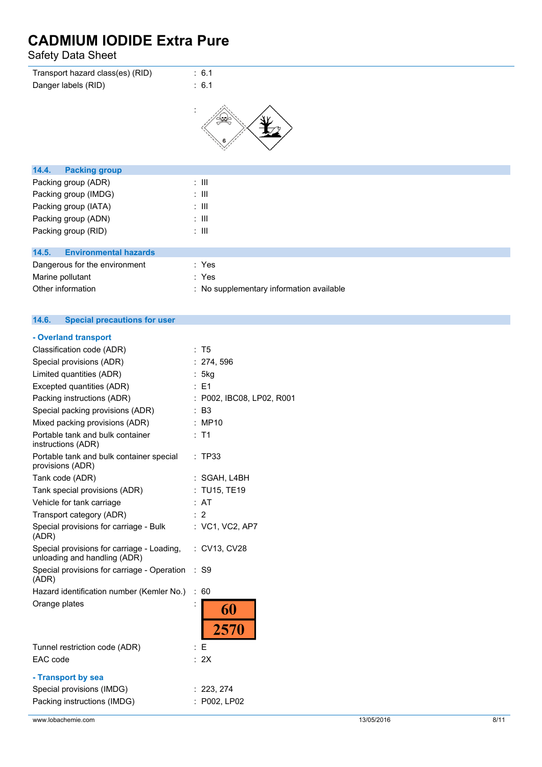| | |
|---|---|
| Transport hazard class(es) (RID) | : 6.1 |
| Danger labels (RID) | : 6.1 |
| | : |

## 14.4. Packing group

| | |
|---|---|
| Packing group (ADR) | : III |
| Packing group (IMDG) | : III |
| Packing group (IATA) | : III |
| Packing group (ADN) | : III |
| Packing group (RID) | : III |

## 14.5. Environmental hazards

| | |
|---|---|
| Dangerous for the environment | : Yes |
| Marine pollutant | : Yes |
| Other information | : No supplementary information available |

## 14.6. Special precautions for user

### - Overland transport

| | |
|---|---|
| Classification code (ADR) | : T5 |
| Special provisions (ADR) | : 274, 596 |
| Limited quantities (ADR) | : 5kg |
| Excepted quantities (ADR) | : E1 |
| Packing instructions (ADR) | : P002, IBC08, LP02, R001 |
| Special packing provisions (ADR) | : B3 |
| Mixed packing provisions (ADR) | : MP10 |
| Portable tank and bulk container instructions (ADR) | : T1 |
| Portable tank and bulk container special provisions (ADR) | : TP33 |
| Tank code (ADR) | : SGAH, L4BH |
| Tank special provisions (ADR) | : TU15, TE19 |
| Vehicle for tank carriage | : AT |
| Transport category (ADR) | : 2 |
| Special provisions for carriage - Bulk (ADR) | : VC1, VC2, AP7 |
| Special provisions for carriage - Loading, unloading and handling (ADR) | : CV13, CV28 |
| Special provisions for carriage - Operation (ADR) | : S9 |
| Hazard identification number (Kemler No.) | : 60 |
| Orange plates | : 60 / 2570 |
| Tunnel restriction code (ADR) | : E |
| EAC code | : 2X |

### - Transport by sea

| | |
|---|---|
| Special provisions (IMDG) | : 223, 274 |
| Packing instructions (IMDG) | : P002, LP02 |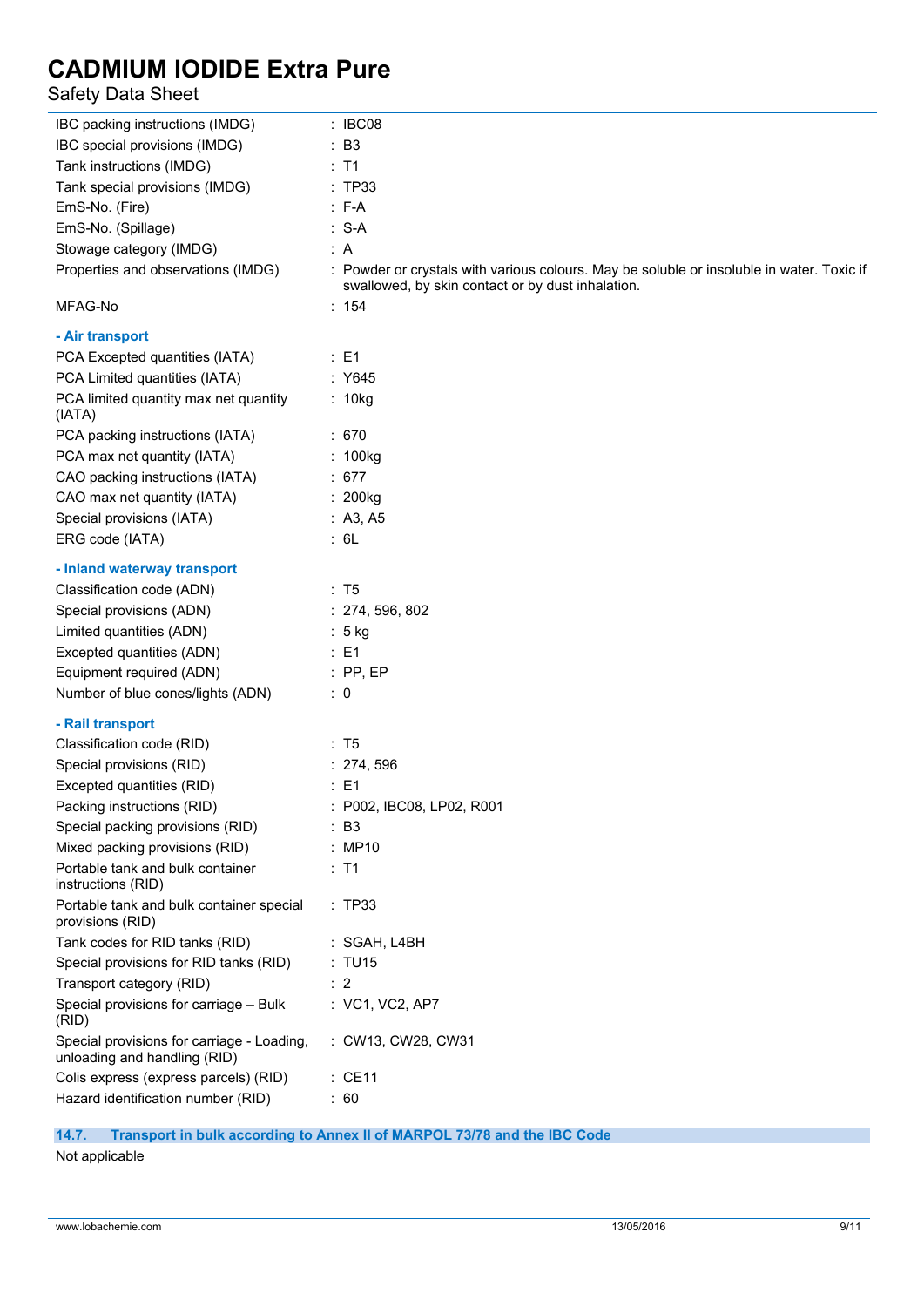| | |
|---|---|
| IBC packing instructions (IMDG) | : IBC08 |
| IBC special provisions (IMDG) | : B3 |
| Tank instructions (IMDG) | : T1 |
| Tank special provisions (IMDG) | : TP33 |
| EmS-No. (Fire) | : F-A |
| EmS-No. (Spillage) | : S-A |
| Stowage category (IMDG) | : A |
| Properties and observations (IMDG) | : Powder or crystals with various colours. May be soluble or insoluble in water. Toxic if swallowed, by skin contact or by dust inhalation. |
| MFAG-No | : 154 |

**- Air transport**

| | |
|---|---|
| PCA Excepted quantities (IATA) | : E1 |
| PCA Limited quantities (IATA) | : Y645 |
| PCA limited quantity max net quantity (IATA) | : 10kg |
| PCA packing instructions (IATA) | : 670 |
| PCA max net quantity (IATA) | : 100kg |
| CAO packing instructions (IATA) | : 677 |
| CAO max net quantity (IATA) | : 200kg |
| Special provisions (IATA) | : A3, A5 |
| ERG code (IATA) | : 6L |

**- Inland waterway transport**

| | |
|---|---|
| Classification code (ADN) | : T5 |
| Special provisions (ADN) | : 274, 596, 802 |
| Limited quantities (ADN) | : 5 kg |
| Excepted quantities (ADN) | : E1 |
| Equipment required (ADN) | : PP, EP |
| Number of blue cones/lights (ADN) | : 0 |

**- Rail transport**

| | |
|---|---|
| Classification code (RID) | : T5 |
| Special provisions (RID) | : 274, 596 |
| Excepted quantities (RID) | : E1 |
| Packing instructions (RID) | : P002, IBC08, LP02, R001 |
| Special packing provisions (RID) | : B3 |
| Mixed packing provisions (RID) | : MP10 |
| Portable tank and bulk container instructions (RID) | : T1 |
| Portable tank and bulk container special provisions (RID) | : TP33 |
| Tank codes for RID tanks (RID) | : SGAH, L4BH |
| Special provisions for RID tanks (RID) | : TU15 |
| Transport category (RID) | : 2 |
| Special provisions for carriage – Bulk (RID) | : VC1, VC2, AP7 |
| Special provisions for carriage - Loading, unloading and handling (RID) | : CW13, CW28, CW31 |
| Colis express (express parcels) (RID) | : CE11 |
| Hazard identification number (RID) | : 60 |

### 14.7. Transport in bulk according to Annex II of MARPOL 73/78 and the IBC Code

Not applicable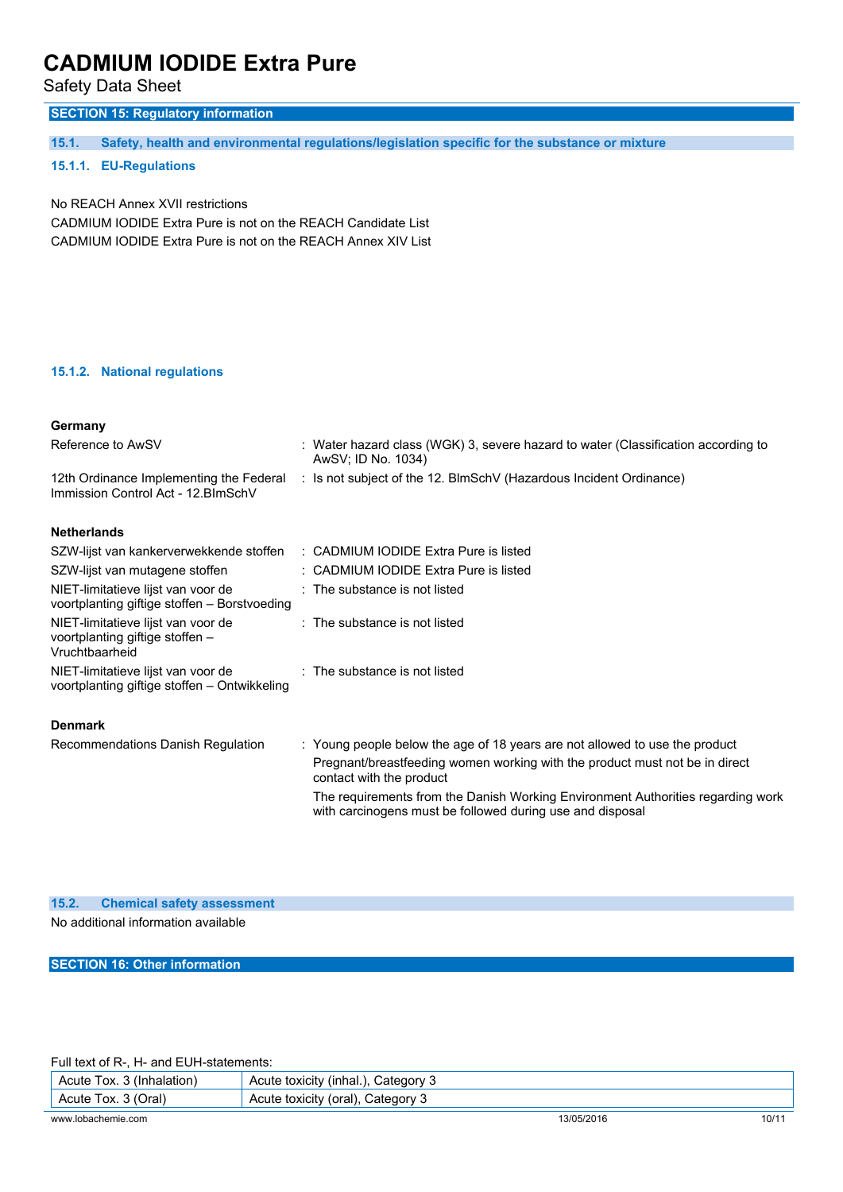## SECTION 15: Regulatory information

### 15.1. Safety, health and environmental regulations/legislation specific for the substance or mixture

#### 15.1.1. EU-Regulations

No REACH Annex XVII restrictions

CADMIUM IODIDE Extra Pure is not on the REACH Candidate List

CADMIUM IODIDE Extra Pure is not on the REACH Annex XIV List

#### 15.1.2. National regulations

**Germany**

| | |
|---|---|
| Reference to AwSV | : Water hazard class (WGK) 3, severe hazard to water (Classification according to AwSV; ID No. 1034) |
| 12th Ordinance Implementing the Federal Immission Control Act - 12.BImSchV | : Is not subject of the 12. BlmSchV (Hazardous Incident Ordinance) |

**Netherlands**

| | |
|---|---|
| SZW-lijst van kankerverwekkende stoffen | : CADMIUM IODIDE Extra Pure is listed |
| SZW-lijst van mutagene stoffen | : CADMIUM IODIDE Extra Pure is listed |
| NIET-limitatieve lijst van voor de voortplanting giftige stoffen – Borstvoeding | : The substance is not listed |
| NIET-limitatieve lijst van voor de voortplanting giftige stoffen – Vruchtbaarheid | : The substance is not listed |
| NIET-limitatieve lijst van voor de voortplanting giftige stoffen – Ontwikkeling | : The substance is not listed |

**Denmark**

| | |
|---|---|
| Recommendations Danish Regulation | : Young people below the age of 18 years are not allowed to use the product<br>Pregnant/breastfeeding women working with the product must not be in direct contact with the product<br>The requirements from the Danish Working Environment Authorities regarding work with carcinogens must be followed during use and disposal |

### 15.2. Chemical safety assessment

No additional information available

## SECTION 16: Other information

Full text of R-, H- and EUH-statements:

| | |
|---|---|
| Acute Tox. 3 (Inhalation) | Acute toxicity (inhal.), Category 3 |
| Acute Tox. 3 (Oral) | Acute toxicity (oral), Category 3 |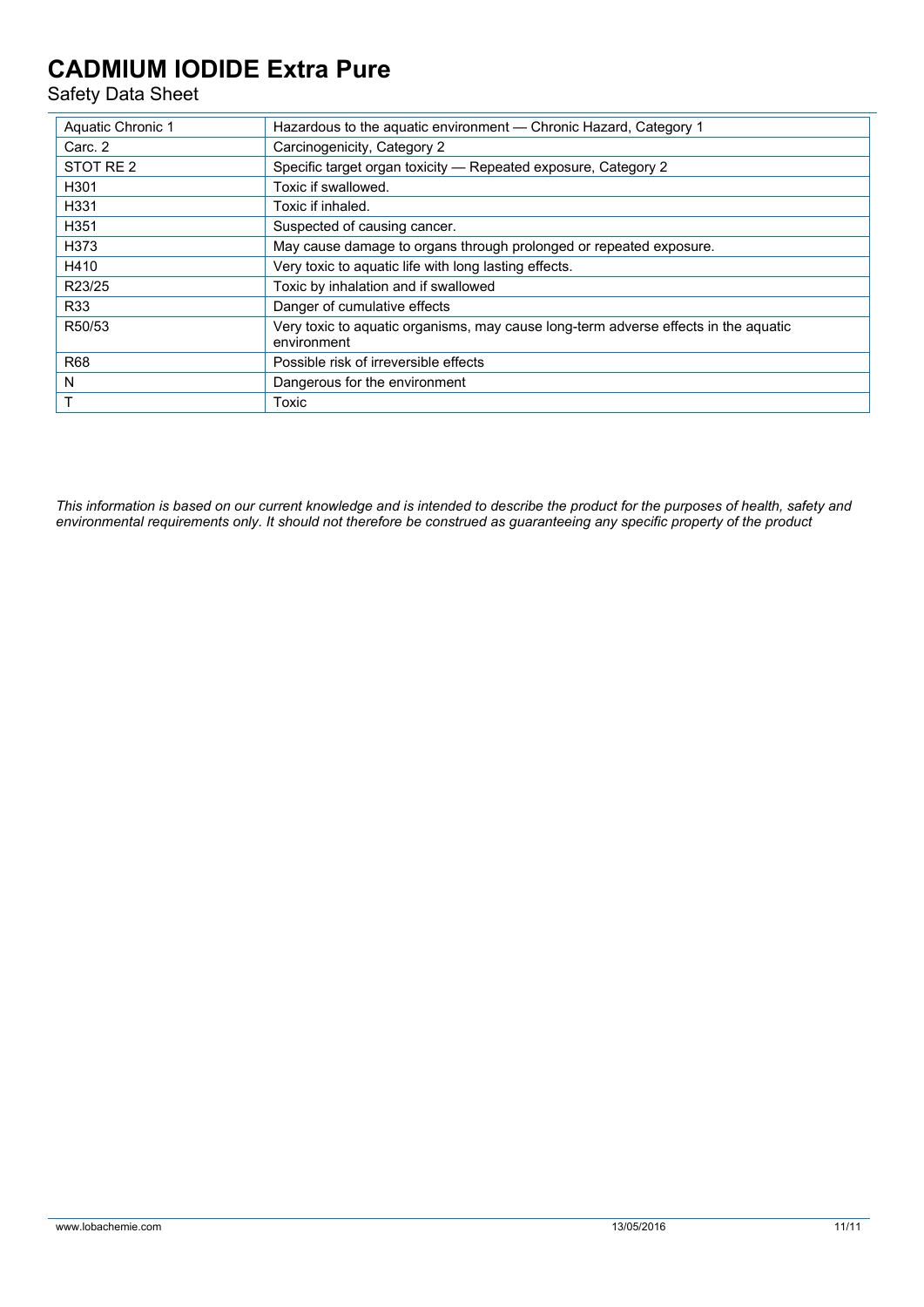| | |
|---|---|
| Aquatic Chronic 1 | Hazardous to the aquatic environment — Chronic Hazard, Category 1 |
| Carc. 2 | Carcinogenicity, Category 2 |
| STOT RE 2 | Specific target organ toxicity — Repeated exposure, Category 2 |
| H301 | Toxic if swallowed. |
| H331 | Toxic if inhaled. |
| H351 | Suspected of causing cancer. |
| H373 | May cause damage to organs through prolonged or repeated exposure. |
| H410 | Very toxic to aquatic life with long lasting effects. |
| R23/25 | Toxic by inhalation and if swallowed |
| R33 | Danger of cumulative effects |
| R50/53 | Very toxic to aquatic organisms, may cause long-term adverse effects in the aquatic environment |
| R68 | Possible risk of irreversible effects |
| N | Dangerous for the environment |
| T | Toxic |

*This information is based on our current knowledge and is intended to describe the product for the purposes of health, safety and environmental requirements only. It should not therefore be construed as guaranteeing any specific property of the product*